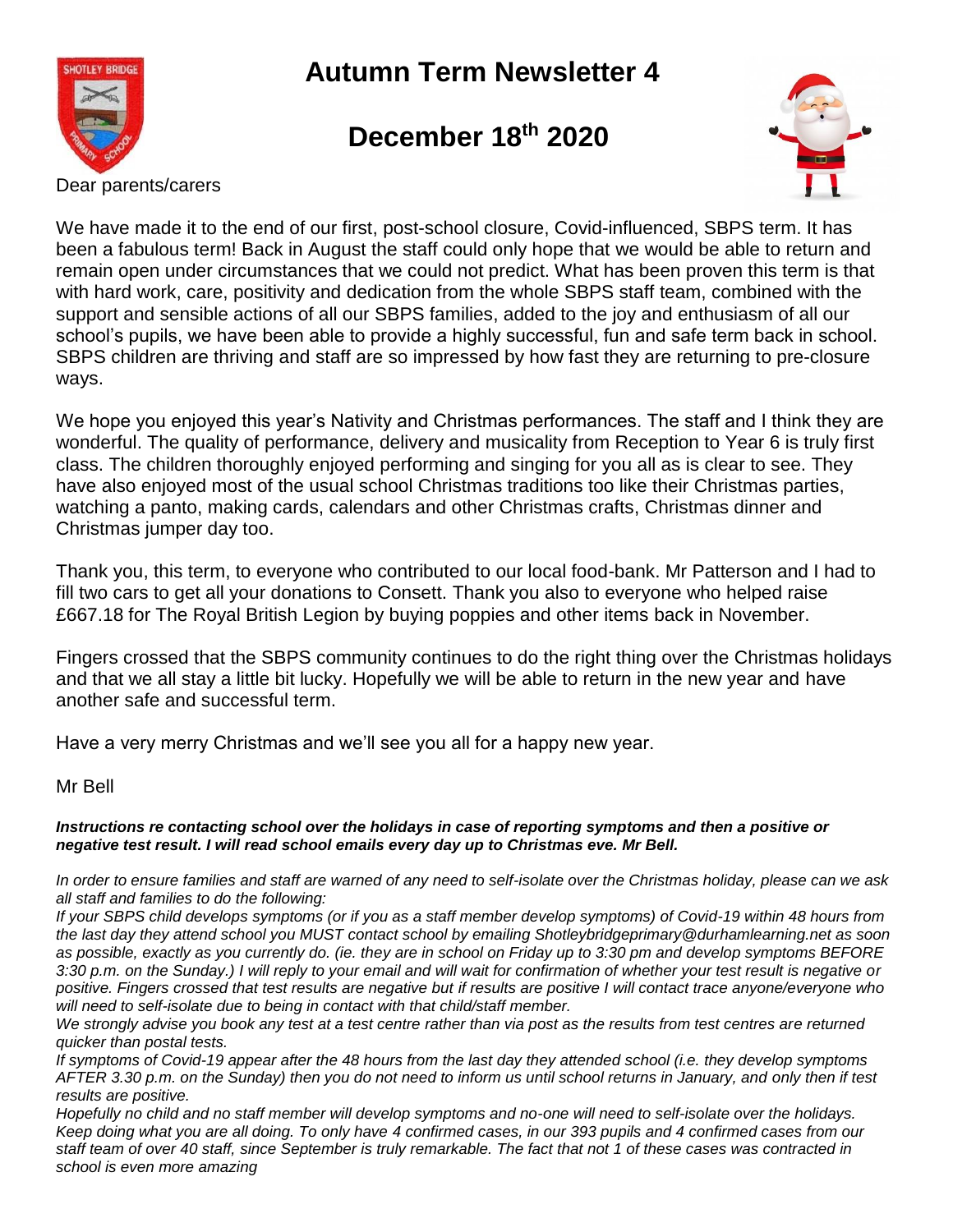# Autumn Term Newsletter 4

## December 18th 2020

Dear parents/carers

We have made it to the end of our first, post-school closure, Covid-influenced, SBPS term. It has been a fabulous term! Back in August the staff could only hope that we would be able to return and remain open under circumstances that we could not predict. What has been proven this term is that with hard work, care, positivity and dedication from the whole SBPS staff team, combined with the support and sensible actions of all our SBPS families, added to the joy and enthusiasm of all our school's pupils, we have been able to provide a highly successful, fun and safe term back in school. SBPS children are thriving and staff are so impressed by how fast they are returning to pre-closure ways.

We hope you enjoyed this year's Nativity and Christmas performances. The staff and I think they are wonderful. The quality of performance, delivery and musicality from Reception to Year 6 is truly first class. The children thoroughly enjoyed performing and singing for you all as is clear to see. They have also enjoyed most of the usual school Christmas traditions too like their Christmas parties, watching a panto, making cards, calendars and other Christmas crafts, Christmas dinner and Christmas jumper day too.

Thank you, this term, to everyone who contributed to our local food-bank. Mr Patterson and I had to fill two cars to get all your donations to Consett. Thank you also to everyone who helped raise £667.18 for The Royal British Legion by buying poppies and other items back in November.

Fingers crossed that the SBPS community continues to do the right thing over the Christmas holidays and that we all stay a little bit lucky. Hopefully we will be able to return in the new year and have another safe and successful term.

Have a very merry Christmas and we'll see you all for a happy new year.

Mr Bell

***Instructions re contacting school over the holidays in case of reporting symptoms and then a positive or negative test result. I will read school emails every day up to Christmas eve. Mr Bell.***

*In order to ensure families and staff are warned of any need to self-isolate over the Christmas holiday, please can we ask all staff and families to do the following:*

*If your SBPS child develops symptoms (or if you as a staff member develop symptoms) of Covid-19 within 48 hours from the last day they attend school you MUST contact school by emailing Shotleybridgeprimary@durhamlearning.net as soon as possible, exactly as you currently do. (ie. they are in school on Friday up to 3:30 pm and develop symptoms BEFORE 3:30 p.m. on the Sunday.) I will reply to your email and will wait for confirmation of whether your test result is negative or positive. Fingers crossed that test results are negative but if results are positive I will contact trace anyone/everyone who will need to self-isolate due to being in contact with that child/staff member.*

*We strongly advise you book any test at a test centre rather than via post as the results from test centres are returned quicker than postal tests.*

*If symptoms of Covid-19 appear after the 48 hours from the last day they attended school (i.e. they develop symptoms AFTER 3.30 p.m. on the Sunday) then you do not need to inform us until school returns in January, and only then if test results are positive.*

*Hopefully no child and no staff member will develop symptoms and no-one will need to self-isolate over the holidays. Keep doing what you are all doing. To only have 4 confirmed cases, in our 393 pupils and 4 confirmed cases from our staff team of over 40 staff, since September is truly remarkable. The fact that not 1 of these cases was contracted in school is even more amazing*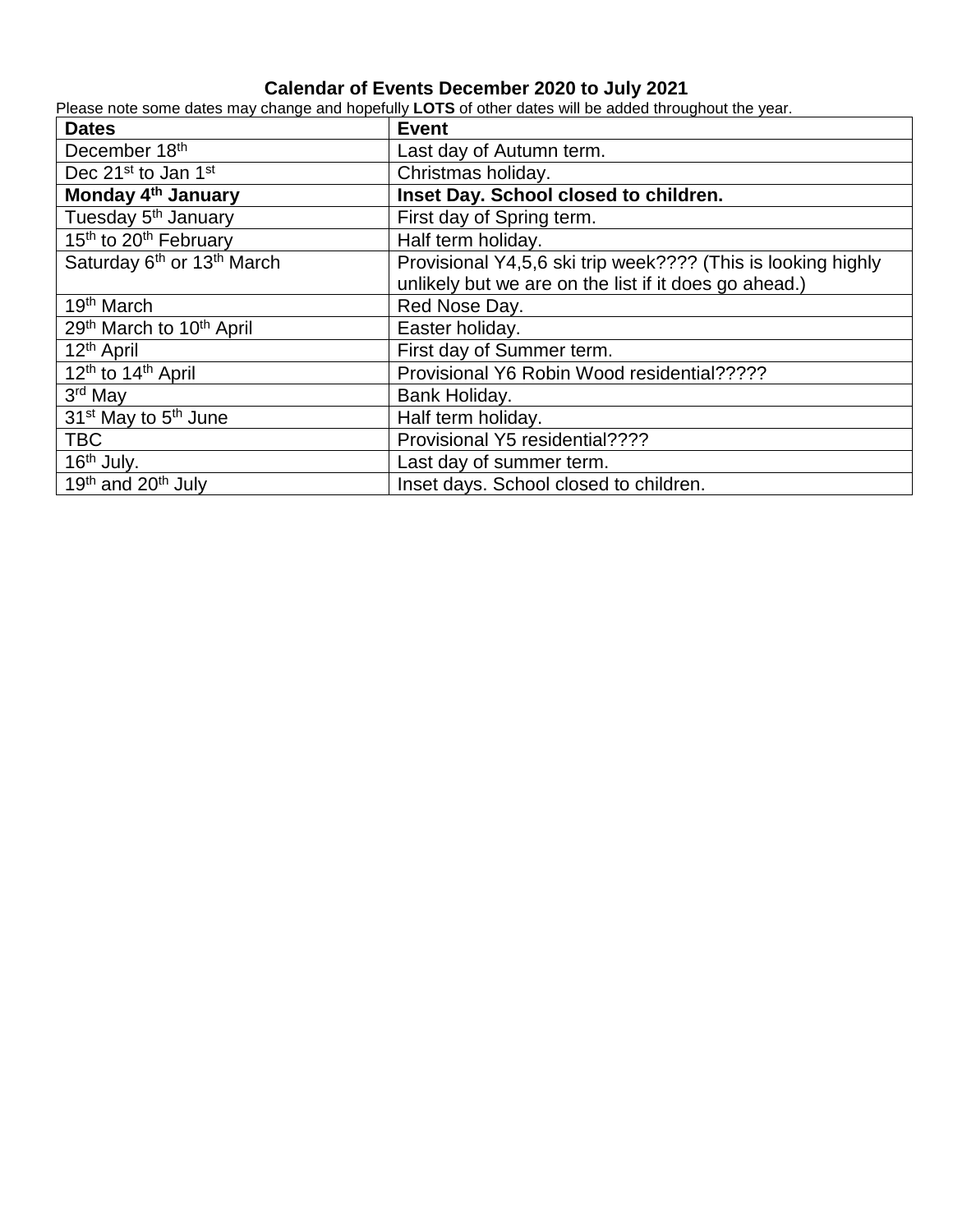# Calendar of Events December 2020 to July 2021

Please note some dates may change and hopefully **LOTS** of other dates will be added throughout the year.

| Dates | Event |
|---|---|
| December 18th | Last day of Autumn term. |
| Dec 21st to Jan 1st | Christmas holiday. |
| **Monday 4th January** | **Inset Day. School closed to children.** |
| Tuesday 5th January | First day of Spring term. |
| 15th to 20th February | Half term holiday. |
| Saturday 6th or 13th March | Provisional Y4,5,6 ski trip week???? (This is looking highly unlikely but we are on the list if it does go ahead.) |
| 19th March | Red Nose Day. |
| 29th March to 10th April | Easter holiday. |
| 12th April | First day of Summer term. |
| 12th to 14th April | Provisional Y6 Robin Wood residential????? |
| 3rd May | Bank Holiday. |
| 31st May to 5th June | Half term holiday. |
| TBC | Provisional Y5 residential???? |
| 16th July. | Last day of summer term. |
| 19th and 20th July | Inset days. School closed to children. |